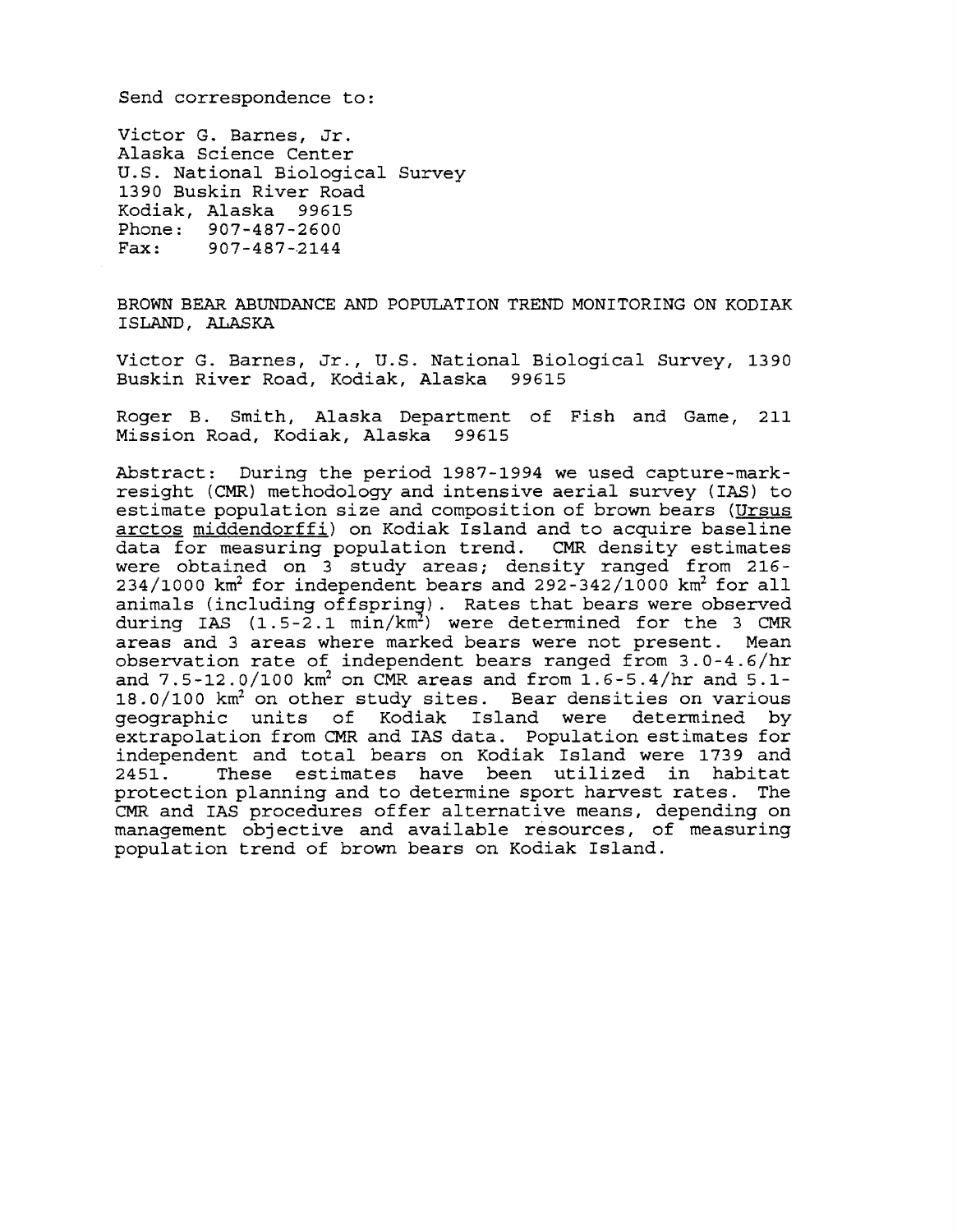Send correspondence to:

Victor G. Barnes, Jr.
Alaska Science Center
U.S. National Biological Survey
1390 Buskin River Road
Kodiak, Alaska 99615
Phone: 907-487-2600
Fax: 907-487-2144

# BROWN BEAR ABUNDANCE AND POPULATION TREND MONITORING ON KODIAK ISLAND, ALASKA

Victor G. Barnes, Jr., U.S. National Biological Survey, 1390 Buskin River Road, Kodiak, Alaska 99615

Roger B. Smith, Alaska Department of Fish and Game, 211 Mission Road, Kodiak, Alaska 99615

Abstract: During the period 1987-1994 we used capture-mark-resight (CMR) methodology and intensive aerial survey (IAS) to estimate population size and composition of brown bears (*Ursus arctos middendorffi*) on Kodiak Island and to acquire baseline data for measuring population trend. CMR density estimates were obtained on 3 study areas; density ranged from 216-234/1000 $km^2$ for independent bears and 292-342/1000 $km^2$ for all animals (including offspring). Rates that bears were observed during IAS (1.5-2.1 $min/km^2$) were determined for the 3 CMR areas and 3 areas where marked bears were not present. Mean observation rate of independent bears ranged from 3.0-4.6/hr and 7.5-12.0/100 $km^2$ on CMR areas and from 1.6-5.4/hr and 5.1-18.0/100 $km^2$ on other study sites. Bear densities on various geographic units of Kodiak Island were determined by extrapolation from CMR and IAS data. Population estimates for independent and total bears on Kodiak Island were 1739 and 2451. These estimates have been utilized in habitat protection planning and to determine sport harvest rates. The CMR and IAS procedures offer alternative means, depending on management objective and available resources, of measuring population trend of brown bears on Kodiak Island.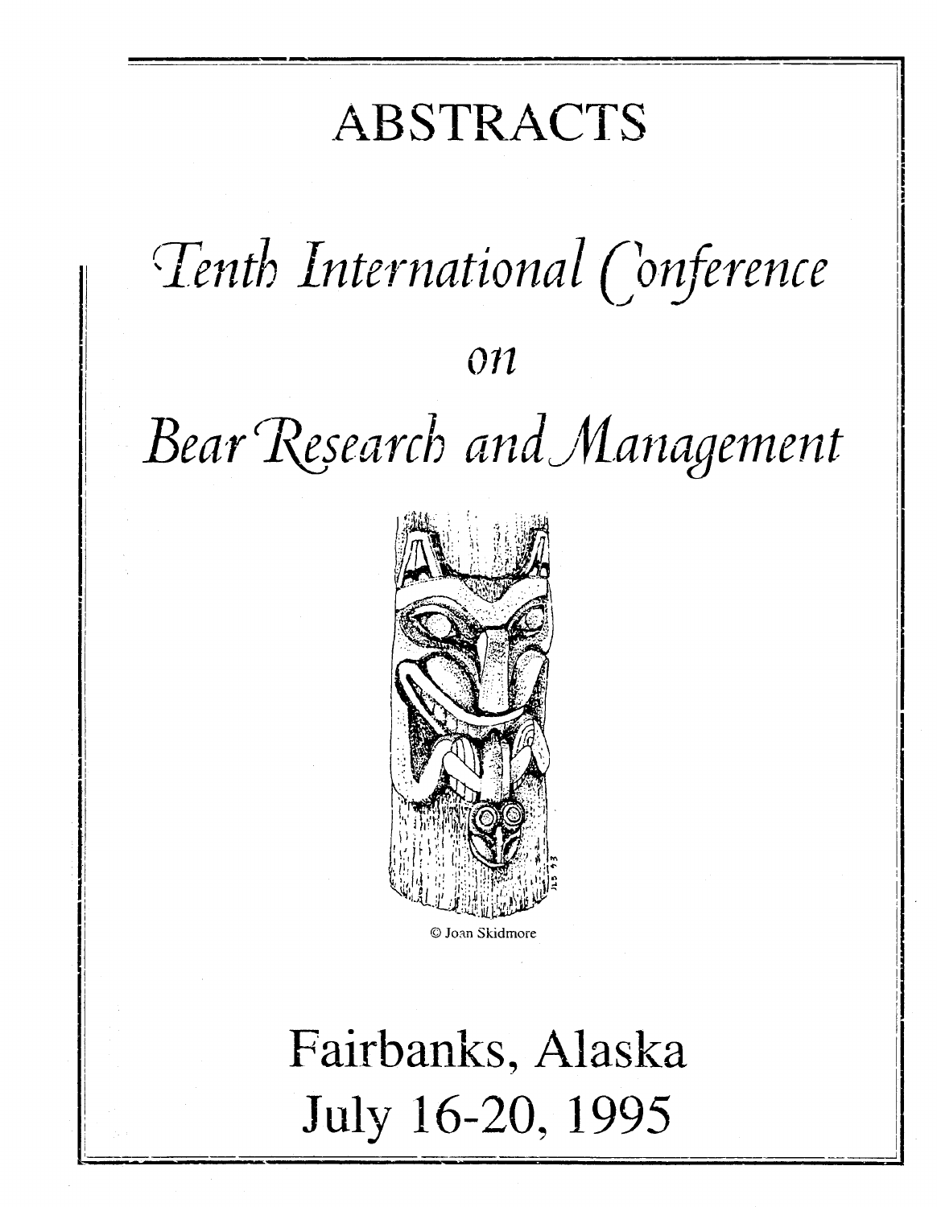# ABSTRACTS

# Tenth International Conference

## on

# Bear Research and Management

© Joan Skidmore

## Fairbanks, Alaska

## July 16-20, 1995